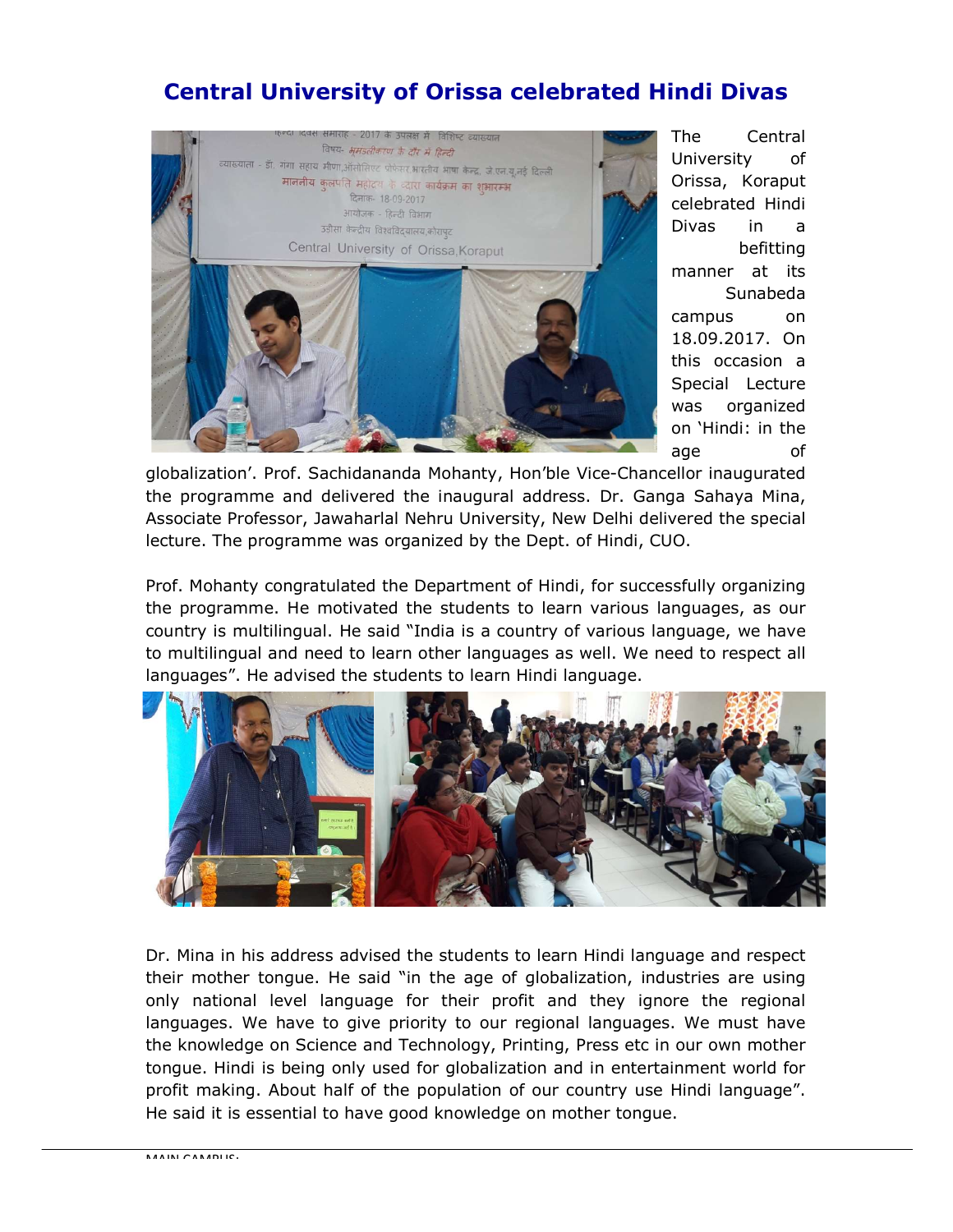# Central University of Orissa celebrated Hindi Divas

The Central University of Orissa, Koraput celebrated Hindi Divas in a befitting manner at its Sunabeda campus on 18.09.2017. On this occasion a Special Lecture was organized on 'Hindi: in the age of globalization'. Prof. Sachidananda Mohanty, Hon'ble Vice-Chancellor inaugurated the programme and delivered the inaugural address. Dr. Ganga Sahaya Mina, Associate Professor, Jawaharlal Nehru University, New Delhi delivered the special lecture. The programme was organized by the Dept. of Hindi, CUO.

Prof. Mohanty congratulated the Department of Hindi, for successfully organizing the programme. He motivated the students to learn various languages, as our country is multilingual. He said "India is a country of various language, we have to multilingual and need to learn other languages as well. We need to respect all languages". He advised the students to learn Hindi language.

Dr. Mina in his address advised the students to learn Hindi language and respect their mother tongue. He said "in the age of globalization, industries are using only national level language for their profit and they ignore the regional languages. We have to give priority to our regional languages. We must have the knowledge on Science and Technology, Printing, Press etc in our own mother tongue. Hindi is being only used for globalization and in entertainment world for profit making. About half of the population of our country use Hindi language". He said it is essential to have good knowledge on mother tongue.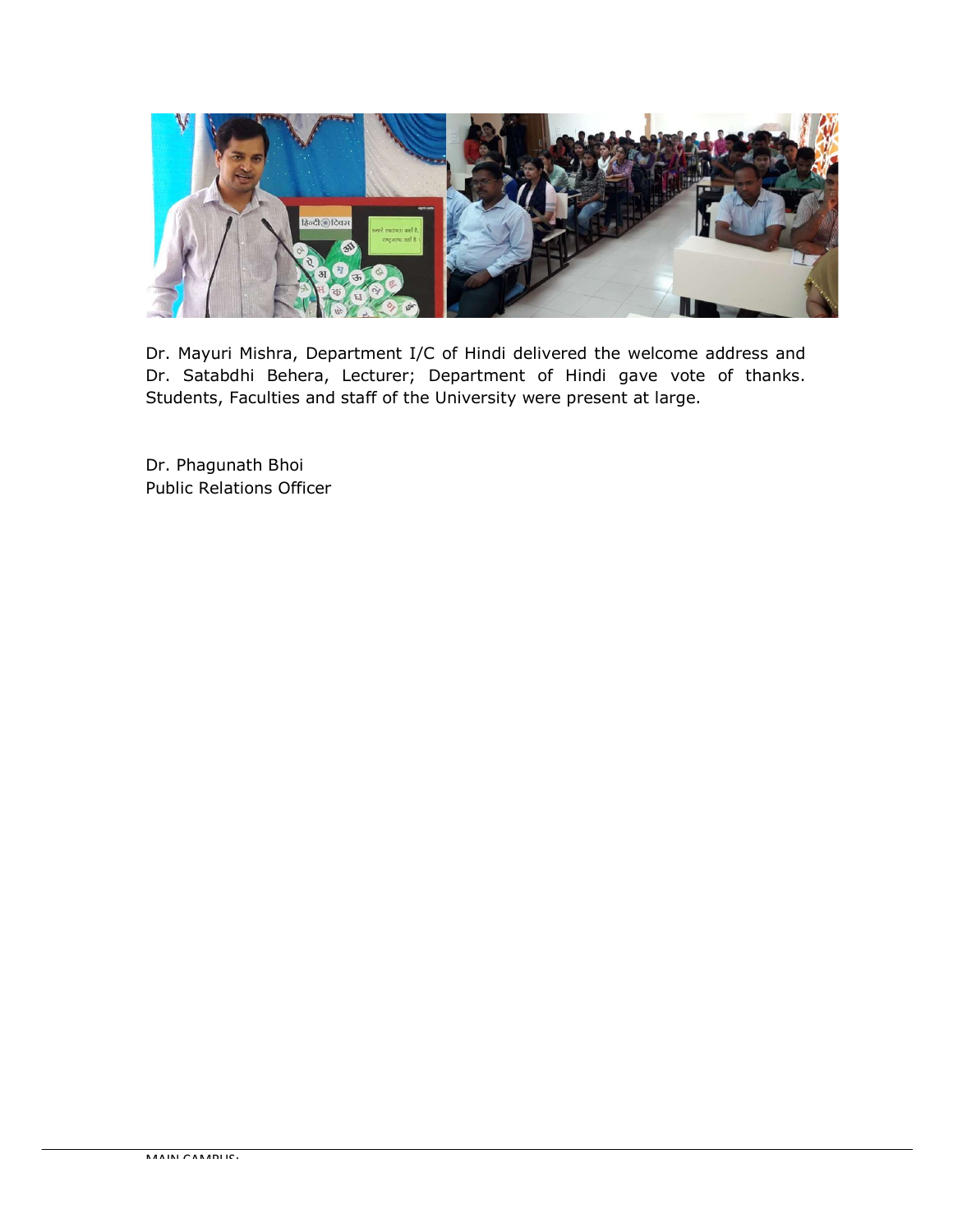Dr. Mayuri Mishra, Department I/C of Hindi delivered the welcome address and Dr. Satabdhi Behera, Lecturer; Department of Hindi gave vote of thanks. Students, Faculties and staff of the University were present at large.

Dr. Phagunath Bhoi
Public Relations Officer